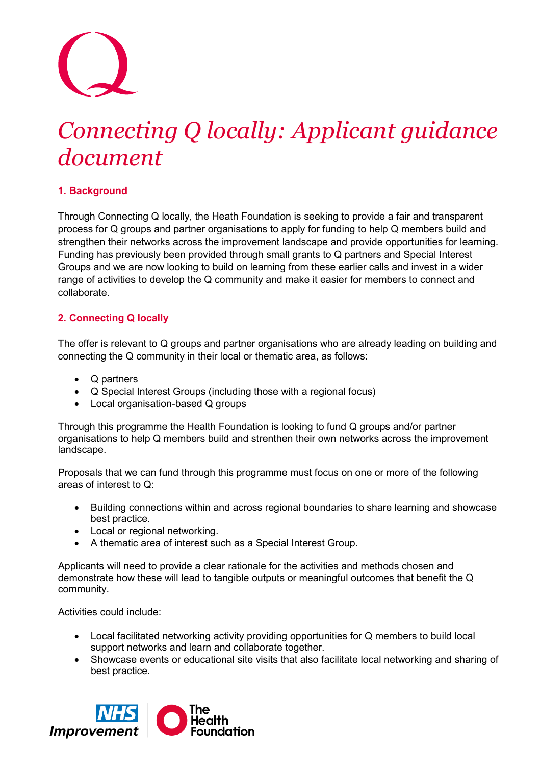# *Connecting Q locally: Applicant guidance document*

## 1. Background

Through Connecting Q locally, the Heath Foundation is seeking to provide a fair and transparent process for Q groups and partner organisations to apply for funding to help Q members build and strengthen their networks across the improvement landscape and provide opportunities for learning. Funding has previously been provided through small grants to Q partners and Special Interest Groups and we are now looking to build on learning from these earlier calls and invest in a wider range of activities to develop the Q community and make it easier for members to connect and collaborate.

## 2. Connecting Q locally

The offer is relevant to Q groups and partner organisations who are already leading on building and connecting the Q community in their local or thematic area, as follows:

- Q partners
- Q Special Interest Groups (including those with a regional focus)
- Local organisation-based Q groups

Through this programme the Health Foundation is looking to fund Q groups and/or partner organisations to help Q members build and strenthen their own networks across the improvement landscape.

Proposals that we can fund through this programme must focus on one or more of the following areas of interest to Q:

- Building connections within and across regional boundaries to share learning and showcase best practice.
- Local or regional networking.
- A thematic area of interest such as a Special Interest Group.

Applicants will need to provide a clear rationale for the activities and methods chosen and demonstrate how these will lead to tangible outputs or meaningful outcomes that benefit the Q community.

Activities could include:

- Local facilitated networking activity providing opportunities for Q members to build local support networks and learn and collaborate together.
- Showcase events or educational site visits that also facilitate local networking and sharing of best practice.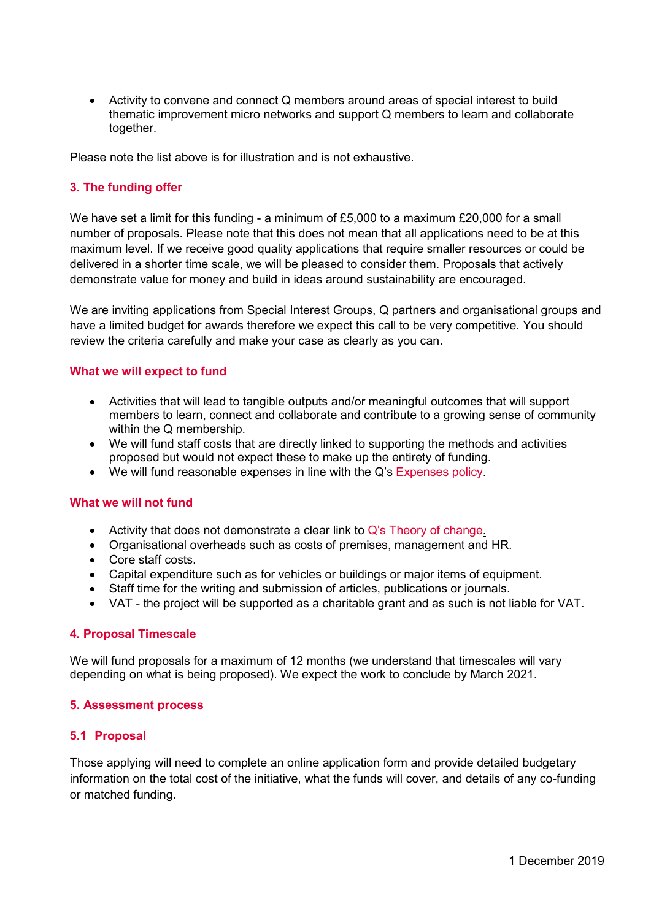- Activity to convene and connect Q members around areas of special interest to build thematic improvement micro networks and support Q members to learn and collaborate together.

Please note the list above is for illustration and is not exhaustive.

## 3. The funding offer

We have set a limit for this funding - a minimum of £5,000 to a maximum £20,000 for a small number of proposals. Please note that this does not mean that all applications need to be at this maximum level. If we receive good quality applications that require smaller resources or could be delivered in a shorter time scale, we will be pleased to consider them. Proposals that actively demonstrate value for money and build in ideas around sustainability are encouraged.

We are inviting applications from Special Interest Groups, Q partners and organisational groups and have a limited budget for awards therefore we expect this call to be very competitive. You should review the criteria carefully and make your case as clearly as you can.

### What we will expect to fund

- Activities that will lead to tangible outputs and/or meaningful outcomes that will support members to learn, connect and collaborate and contribute to a growing sense of community within the Q membership.
- We will fund staff costs that are directly linked to supporting the methods and activities proposed but would not expect these to make up the entirety of funding.
- We will fund reasonable expenses in line with the Q's Expenses policy.

### What we will not fund

- Activity that does not demonstrate a clear link to Q's Theory of change.
- Organisational overheads such as costs of premises, management and HR.
- Core staff costs.
- Capital expenditure such as for vehicles or buildings or major items of equipment.
- Staff time for the writing and submission of articles, publications or journals.
- VAT - the project will be supported as a charitable grant and as such is not liable for VAT.

## 4. Proposal Timescale

We will fund proposals for a maximum of 12 months (we understand that timescales will vary depending on what is being proposed). We expect the work to conclude by March 2021.

## 5. Assessment process

### 5.1 Proposal

Those applying will need to complete an online application form and provide detailed budgetary information on the total cost of the initiative, what the funds will cover, and details of any co-funding or matched funding.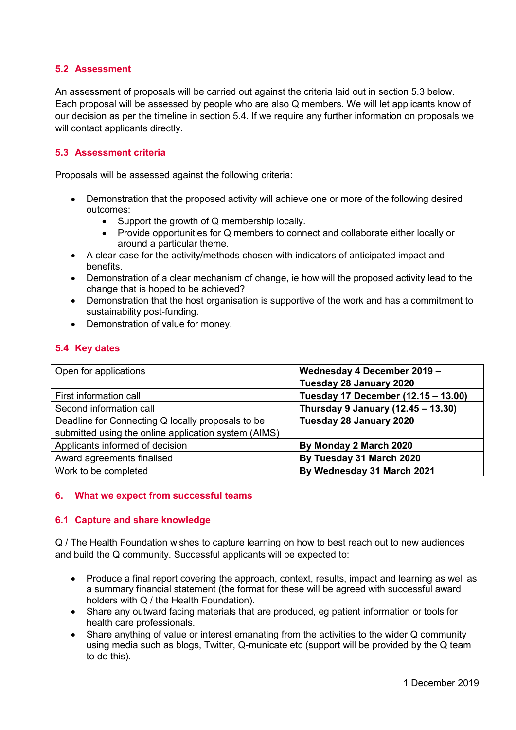### 5.2 Assessment

An assessment of proposals will be carried out against the criteria laid out in section 5.3 below. Each proposal will be assessed by people who are also Q members. We will let applicants know of our decision as per the timeline in section 5.4. If we require any further information on proposals we will contact applicants directly.

### 5.3 Assessment criteria

Proposals will be assessed against the following criteria:

- Demonstration that the proposed activity will achieve one or more of the following desired outcomes:
  - Support the growth of Q membership locally.
  - Provide opportunities for Q members to connect and collaborate either locally or around a particular theme.
- A clear case for the activity/methods chosen with indicators of anticipated impact and benefits.
- Demonstration of a clear mechanism of change, ie how will the proposed activity lead to the change that is hoped to be achieved?
- Demonstration that the host organisation is supportive of the work and has a commitment to sustainability post-funding.
- Demonstration of value for money.

### 5.4 Key dates

| | |
|---|---|
| Open for applications | **Wednesday 4 December 2019 – Tuesday 28 January 2020** |
| First information call | **Tuesday 17 December (12.15 – 13.00)** |
| Second information call | **Thursday 9 January (12.45 – 13.30)** |
| Deadline for Connecting Q locally proposals to be submitted using the online application system (AIMS) | **Tuesday 28 January 2020** |
| Applicants informed of decision | **By Monday 2 March 2020** |
| Award agreements finalised | **By Tuesday 31 March 2020** |
| Work to be completed | **By Wednesday 31 March 2021** |

## 6. What we expect from successful teams

### 6.1 Capture and share knowledge

Q / The Health Foundation wishes to capture learning on how to best reach out to new audiences and build the Q community. Successful applicants will be expected to:

- Produce a final report covering the approach, context, results, impact and learning as well as a summary financial statement (the format for these will be agreed with successful award holders with Q / the Health Foundation).
- Share any outward facing materials that are produced, eg patient information or tools for health care professionals.
- Share anything of value or interest emanating from the activities to the wider Q community using media such as blogs, Twitter, Q-municate etc (support will be provided by the Q team to do this).

1 December 2019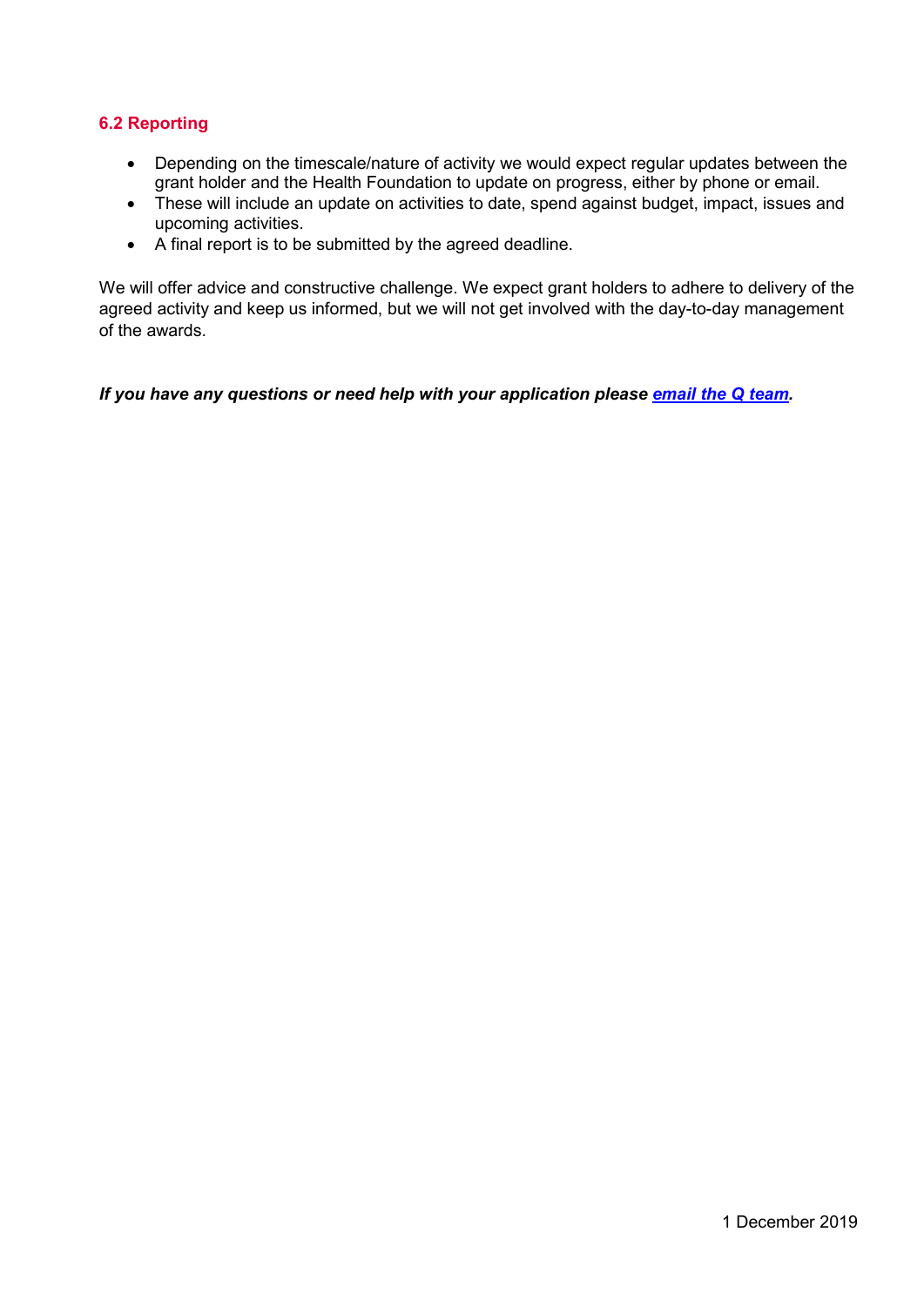### 6.2 Reporting

- Depending on the timescale/nature of activity we would expect regular updates between the grant holder and the Health Foundation to update on progress, either by phone or email.
- These will include an update on activities to date, spend against budget, impact, issues and upcoming activities.
- A final report is to be submitted by the agreed deadline.

We will offer advice and constructive challenge. We expect grant holders to adhere to delivery of the agreed activity and keep us informed, but we will not get involved with the day-to-day management of the awards.

***If you have any questions or need help with your application please email the Q team.***

1 December 2019